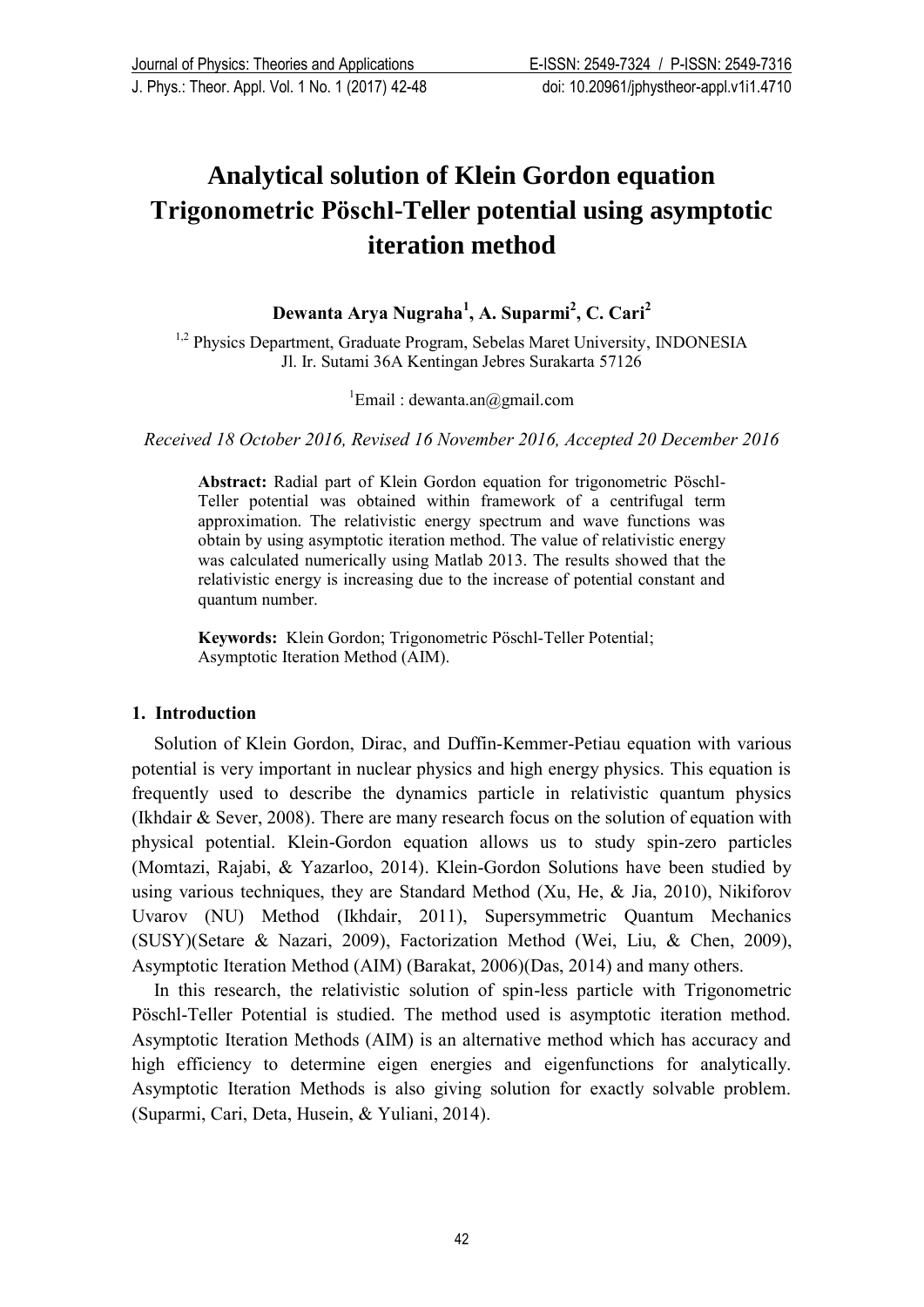# Analytical solution of Klein Gordon equation Trigonometric Pöschl-Teller potential using asymptotic iteration method

**Dewanta Arya Nugraha[1], A. Suparmi[2], C. Cari[2]**

[1,2] Physics Department, Graduate Program, Sebelas Maret University, INDONESIA
Jl. Ir. Sutami 36A Kentingan Jebres Surakarta 57126

[1]Email : dewanta.an@gmail.com

*Received 18 October 2016, Revised 16 November 2016, Accepted 20 December 2016*

**Abstract:** Radial part of Klein Gordon equation for trigonometric Pöschl-Teller potential was obtained within framework of a centrifugal term approximation. The relativistic energy spectrum and wave functions was obtain by using asymptotic iteration method. The value of relativistic energy was calculated numerically using Matlab 2013. The results showed that the relativistic energy is increasing due to the increase of potential constant and quantum number.

**Keywords:** Klein Gordon; Trigonometric Pöschl-Teller Potential; Asymptotic Iteration Method (AIM).

## 1. Introduction

Solution of Klein Gordon, Dirac, and Duffin-Kemmer-Petiau equation with various potential is very important in nuclear physics and high energy physics. This equation is frequently used to describe the dynamics particle in relativistic quantum physics (Ikhdair & Sever, 2008). There are many research focus on the solution of equation with physical potential. Klein-Gordon equation allows us to study spin-zero particles (Momtazi, Rajabi, & Yazarloo, 2014). Klein-Gordon Solutions have been studied by using various techniques, they are Standard Method (Xu, He, & Jia, 2010), Nikiforov Uvarov (NU) Method (Ikhdair, 2011), Supersymmetric Quantum Mechanics (SUSY)(Setare & Nazari, 2009), Factorization Method (Wei, Liu, & Chen, 2009), Asymptotic Iteration Method (AIM) (Barakat, 2006)(Das, 2014) and many others.

In this research, the relativistic solution of spin-less particle with Trigonometric Pöschl-Teller Potential is studied. The method used is asymptotic iteration method. Asymptotic Iteration Methods (AIM) is an alternative method which has accuracy and high efficiency to determine eigen energies and eigenfunctions for analytically. Asymptotic Iteration Methods is also giving solution for exactly solvable problem. (Suparmi, Cari, Deta, Husein, & Yuliani, 2014).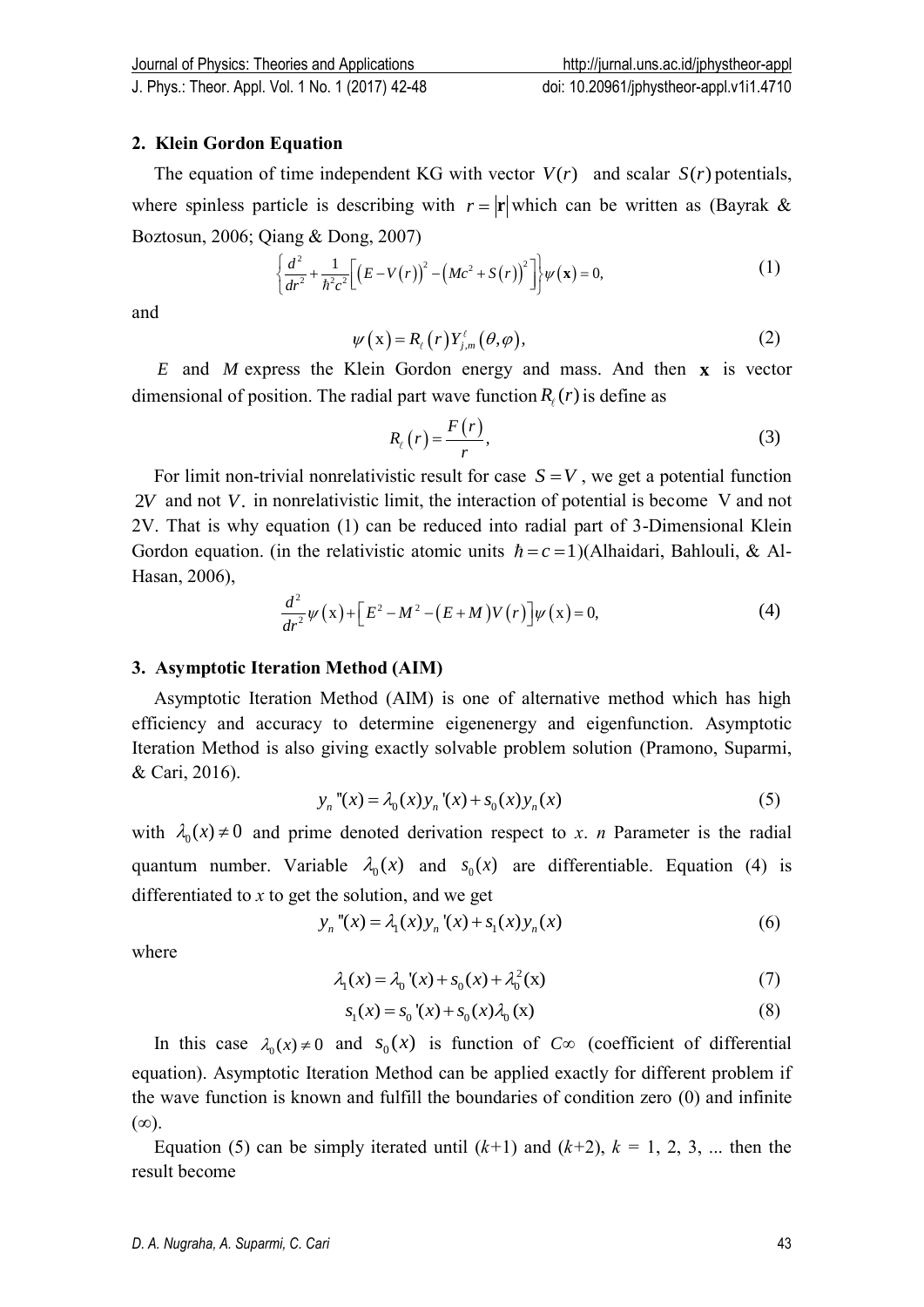## 2. Klein Gordon Equation

The equation of time independent KG with vector $V(r)$ and scalar $S(r)$ potentials, where spinless particle is describing with $r = |\mathbf{r}|$ which can be written as (Bayrak & Boztosun, 2006; Qiang & Dong, 2007)

$$\left\{\frac{d^2}{dr^2} + \frac{1}{\hbar^2 c^2}\left[\left(E - V(r)\right)^2 - \left(Mc^2 + S(r)\right)^2\right]\right\}\psi(\mathbf{x}) = 0, \tag{1}$$

and

$$\psi(\mathrm{x}) = R_\ell(r) Y_{j,m}^{\ell}(\theta, \varphi), \tag{2}$$

$E$ and $M$ express the Klein Gordon energy and mass. And then $\mathbf{x}$ is vector dimensional of position. The radial part wave function $R_\ell(r)$ is define as

$$R_\ell(r) = \frac{F(r)}{r}, \tag{3}$$

For limit non-trivial nonrelativistic result for case $S = V$, we get a potential function $2V$ and not $V$. in nonrelativistic limit, the interaction of potential is become V and not 2V. That is why equation (1) can be reduced into radial part of 3-Dimensional Klein Gordon equation. (in the relativistic atomic units $\hbar = c = 1$)(Alhaidari, Bahlouli, & Al-Hasan, 2006),

$$\frac{d^2}{dr^2}\psi(\mathrm{x}) + \left[E^2 - M^2 - (E + M)V(r)\right]\psi(\mathrm{x}) = 0, \tag{4}$$

## 3. Asymptotic Iteration Method (AIM)

Asymptotic Iteration Method (AIM) is one of alternative method which has high efficiency and accuracy to determine eigenenergy and eigenfunction. Asymptotic Iteration Method is also giving exactly solvable problem solution (Pramono, Suparmi, & Cari, 2016).

$$y_n''(x) = \lambda_0(x) y_n'(x) + s_0(x) y_n(x) \tag{5}$$

with $\lambda_0(x) \neq 0$ and prime denoted derivation respect to *x*. *n* Parameter is the radial quantum number. Variable $\lambda_0(x)$ and $s_0(x)$ are differentiable. Equation (4) is differentiated to *x* to get the solution, and we get

$$y_n''(x) = \lambda_1(x) y_n'(x) + s_1(x) y_n(x) \tag{6}$$

where

$$\lambda_1(x) = \lambda_0'(x) + s_0(x) + \lambda_0^2(\mathrm{x}) \tag{7}$$

$$s_1(x) = s_0'(x) + s_0(x)\lambda_0(\mathrm{x}) \tag{8}$$

In this case $\lambda_0(x) \neq 0$ and $s_0(x)$ is function of $C\infty$ (coefficient of differential equation). Asymptotic Iteration Method can be applied exactly for different problem if the wave function is known and fulfill the boundaries of condition zero (0) and infinite ($\infty$).

Equation (5) can be simply iterated until ($k$+1) and ($k$+2), $k$ = 1, 2, 3, ... then the result become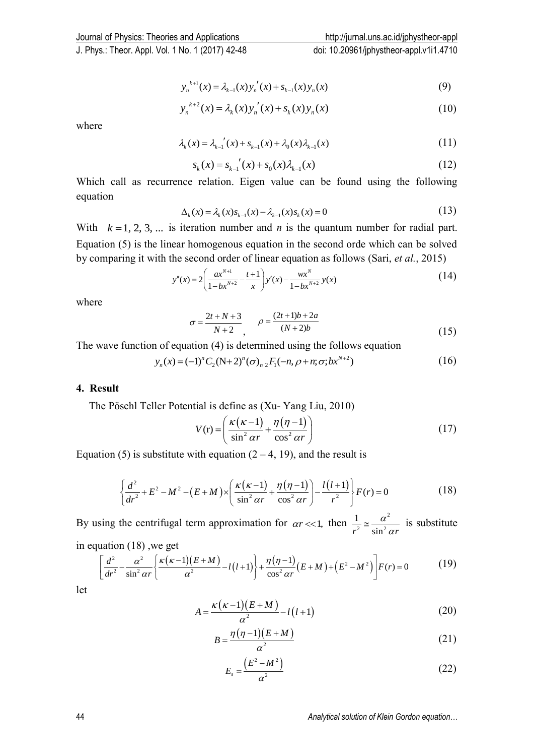$$y_n^{k+1}(x) = \lambda_{k-1}(x) y_n'(x) + s_{k-1}(x) y_n(x) \tag{9}$$

$$y_n^{k+2}(x) = \lambda_k(x) y_n'(x) + s_k(x) y_n(x) \tag{10}$$

where

$$\lambda_k(x) = \lambda_{k-1}'(x) + s_{k-1}(x) + \lambda_0(x)\lambda_{k-1}(x) \tag{11}$$

$$s_k(x) = s_{k-1}'(x) + s_0(x)\lambda_{k-1}(x) \tag{12}$$

Which call as recurrence relation. Eigen value can be found using the following equation

$$\Delta_k(x) = \lambda_k(x) s_{k-1}(x) - \lambda_{k-1}(x) s_k(x) = 0 \tag{13}$$

With $k = 1, 2, 3, \ldots$ is iteration number and *n* is the quantum number for radial part. Equation (5) is the linear homogenous equation in the second orde which can be solved by comparing it with the second order of linear equation as follows (Sari, *et al.*, 2015)

$$y''(x) = 2\left(\frac{ax^{N+1}}{1-bx^{N+2}} - \frac{t+1}{x}\right) y'(x) - \frac{wx^N}{1-bx^{N+2}} y(x) \tag{14}$$

where

$$\sigma = \frac{2t+N+3}{N+2}, \qquad \rho = \frac{(2t+1)b+2a}{(N+2)b} \tag{15}$$

The wave function of equation (4) is determined using the follows equation

$$y_n(x) = (-1)^n C_2 (\mathrm{N}+2)^n (\sigma)_n \, {}_2F_1(-n, \rho+n; \sigma; bx^{N+2}) \tag{16}$$

## 4. Result

The Pöschl Teller Potential is define as (Xu- Yang Liu, 2010)

$$V(\mathrm{r}) = \left(\frac{\kappa(\kappa-1)}{\sin^2 \alpha r} + \frac{\eta(\eta-1)}{\cos^2 \alpha r}\right) \tag{17}$$

Equation (5) is substitute with equation (2 – 4, 19), and the result is

$$\left\{\frac{d^2}{dr^2} + E^2 - M^2 - (E+M) \times \left(\frac{\kappa(\kappa-1)}{\sin^2 \alpha r} + \frac{\eta(\eta-1)}{\cos^2 \alpha r}\right) - \frac{l(l+1)}{r^2}\right\} F(r) = 0 \tag{18}$$

By using the centrifugal term approximation for $\alpha r << 1$, then $\frac{1}{r^2} \cong \frac{\alpha^2}{\sin^2 \alpha r}$ is substitute in equation (18) ,we get

$$\left[\frac{d^2}{dr^2} - \frac{\alpha^2}{\sin^2 \alpha r}\left\{\frac{\kappa(\kappa-1)(E+M)}{\alpha^2} - l(l+1)\right\} + \frac{\eta(\eta-1)}{\cos^2 \alpha r}(E+M) + (E^2 - M^2)\right] F(r) = 0 \tag{19}$$

let

$$A = \frac{\kappa(\kappa-1)(E+M)}{\alpha^2} - l(l+1) \tag{20}$$

$$B = \frac{\eta(\eta-1)(E+M)}{\alpha^2} \tag{21}$$

$$E_s = \frac{(E^2 - M^2)}{\alpha^2} \tag{22}$$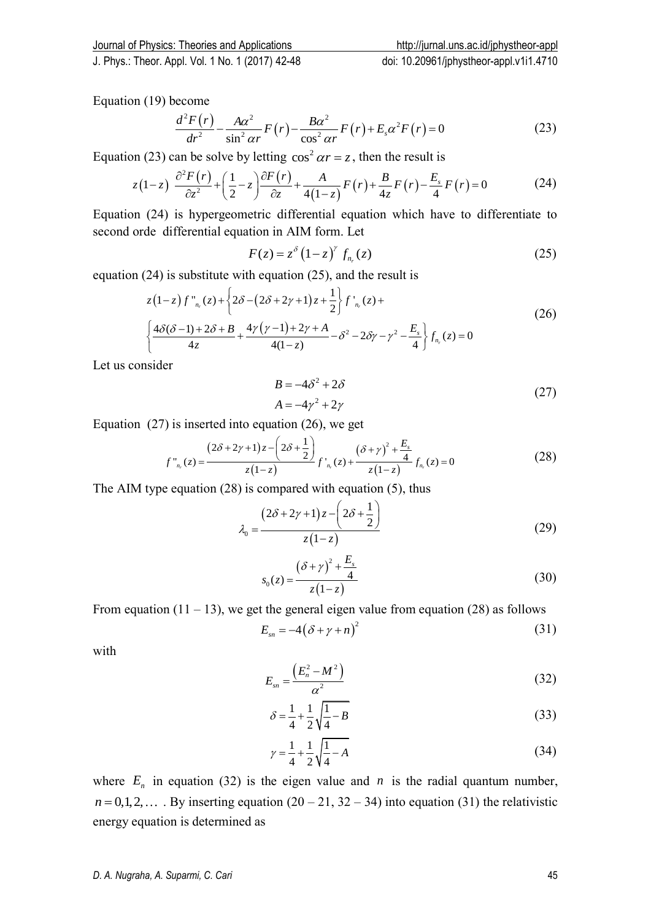Equation (19) become

$$\frac{d^2F(r)}{dr^2} - \frac{A\alpha^2}{\sin^2\alpha r}F(r) - \frac{B\alpha^2}{\cos^2\alpha r}F(r) + E_s\alpha^2F(r) = 0 \tag{23}$$

Equation (23) can be solve by letting $\cos^2\alpha r = z$, then the result is

$$z(1-z)\ \frac{\partial^2F(r)}{\partial z^2} + \left(\frac{1}{2} - z\right)\frac{\partial F(r)}{\partial z} + \frac{A}{4(1-z)}F(r) + \frac{B}{4z}F(r) - \frac{E_s}{4}F(r) = 0 \tag{24}$$

Equation (24) is hypergeometric differential equation which have to differentiate to second orde differential equation in AIM form. Let

$$F(z) = z^{\delta}(1-z)^{\gamma}\ f_{n_r}(z) \tag{25}$$

equation (24) is substitute with equation (25), and the result is

$$\begin{aligned}
&z(1-z)\,f''_{n_r}(z) + \left\{2\delta - (2\delta + 2\gamma + 1)z + \frac{1}{2}\right\}f'_{n_r}(z) + \\
&\left\{\frac{4\delta(\delta-1) + 2\delta + B}{4z} + \frac{4\gamma(\gamma-1) + 2\gamma + A}{4(1-z)} - \delta^2 - 2\delta\gamma - \gamma^2 - \frac{E_s}{4}\right\}f_{n_r}(z) = 0
\end{aligned} \tag{26}$$

Let us consider

$$\begin{aligned}
B &= -4\delta^2 + 2\delta \\
A &= -4\gamma^2 + 2\gamma
\end{aligned} \tag{27}$$

Equation (27) is inserted into equation (26), we get

$$f''_{n_r}(z) = \frac{(2\delta + 2\gamma + 1)z - \left(2\delta + \frac{1}{2}\right)}{z(1-z)}f'_{n_r}(z) + \frac{(\delta+\gamma)^2 + \frac{E_s}{4}}{z(1-z)}f_{n_r}(z) = 0 \tag{28}$$

The AIM type equation (28) is compared with equation (5), thus

$$\lambda_0 = \frac{(2\delta + 2\gamma + 1)z - \left(2\delta + \frac{1}{2}\right)}{z(1-z)} \tag{29}$$

$$s_0(z) = \frac{(\delta+\gamma)^2 + \frac{E_s}{4}}{z(1-z)} \tag{30}$$

From equation (11 – 13), we get the general eigen value from equation (28) as follows

$$E_{sn} = -4(\delta + \gamma + n)^2 \tag{31}$$

with

$$E_{sn} = \frac{\left(E_n^2 - M^2\right)}{\alpha^2} \tag{32}$$

$$\delta = \frac{1}{4} + \frac{1}{2}\sqrt{\frac{1}{4} - B} \tag{33}$$

$$\gamma = \frac{1}{4} + \frac{1}{2}\sqrt{\frac{1}{4} - A} \tag{34}$$

where $E_n$ in equation (32) is the eigen value and $n$ is the radial quantum number, $n = 0, 1, 2, \ldots$ . By inserting equation (20 – 21, 32 – 34) into equation (31) the relativistic energy equation is determined as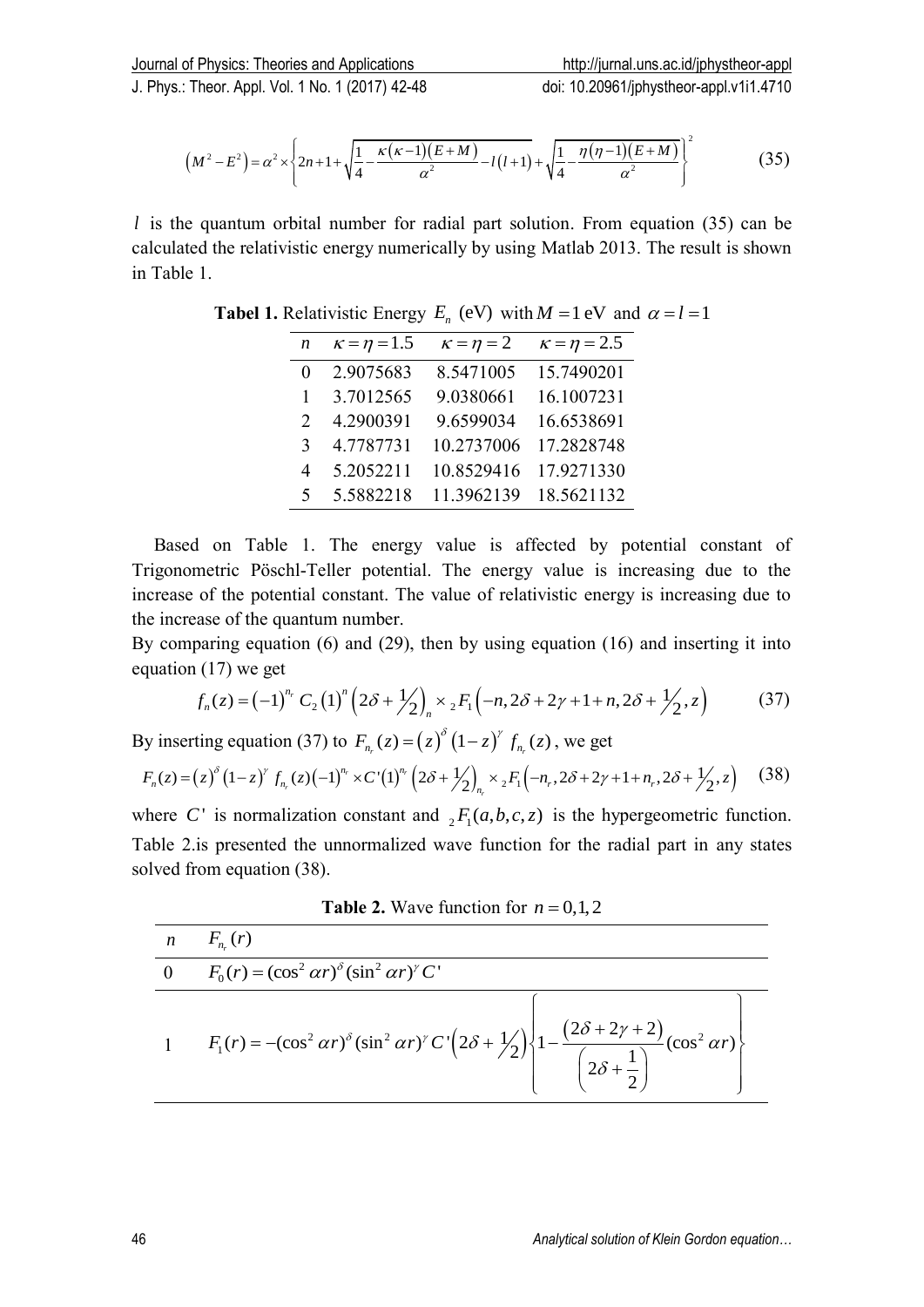$$\left(M^2-E^2\right)=\alpha^2\times\left\{2n+1+\sqrt{\frac{1}{4}-\frac{\kappa(\kappa-1)(E+M)}{\alpha^2}-l(l+1)}+\sqrt{\frac{1}{4}-\frac{\eta(\eta-1)(E+M)}{\alpha^2}}\right\}^2 \quad (35)$$

$l$ is the quantum orbital number for radial part solution. From equation (35) can be calculated the relativistic energy numerically by using Matlab 2013. The result is shown in Table 1.

**Tabel 1.** Relativistic Energy $E_n$ (eV) with $M=1$ eV and $\alpha=l=1$

| $n$ | $\kappa=\eta=1.5$ | $\kappa=\eta=2$ | $\kappa=\eta=2.5$ |
|---|---|---|---|
| 0 | 2.9075683 | 8.5471005 | 15.7490201 |
| 1 | 3.7012565 | 9.0380661 | 16.1007231 |
| 2 | 4.2900391 | 9.6599034 | 16.6538691 |
| 3 | 4.7787731 | 10.2737006 | 17.2828748 |
| 4 | 5.2052211 | 10.8529416 | 17.9271330 |
| 5 | 5.5882218 | 11.3962139 | 18.5621132 |

Based on Table 1. The energy value is affected by potential constant of Trigonometric Pöschl-Teller potential. The energy value is increasing due to the increase of the potential constant. The value of relativistic energy is increasing due to the increase of the quantum number.

By comparing equation (6) and (29), then by using equation (16) and inserting it into equation (17) we get

$$f_n(z)=(-1)^{n_r}C_2(1)^n\left(2\delta+\tfrac{1}{2}\right)_n\times{}_2F_1\left(-n,2\delta+2\gamma+1+n,2\delta+\tfrac{1}{2},z\right) \quad (37)$$

By inserting equation (37) to $F_{n_r}(z)=(z)^{\delta}(1-z)^{\gamma}f_{n_r}(z)$, we get

$$F_n(z)=(z)^{\delta}(1-z)^{\gamma}f_{n_r}(z)(-1)^{n_r}\times C'(1)^{n_r}\left(2\delta+\tfrac{1}{2}\right)_{n_r}\times{}_2F_1\left(-n_r,2\delta+2\gamma+1+n_r,2\delta+\tfrac{1}{2},z\right) \quad (38)$$

where $C'$ is normalization constant and ${}_2F_1(a,b,c,z)$ is the hypergeometric function. Table 2.is presented the unnormalized wave function for the radial part in any states solved from equation (38).

**Table 2.** Wave function for $n=0,1,2$

| $n$ | $F_{n_r}(r)$ |
|---|---|
| 0 | $F_0(r)=(\cos^2\alpha r)^{\delta}(\sin^2\alpha r)^{\gamma}C'$ |
| 1 | $F_1(r)=-(\cos^2\alpha r)^{\delta}(\sin^2\alpha r)^{\gamma}C'\left(2\delta+\tfrac{1}{2}\right)\left\{1-\frac{(2\delta+2\gamma+2)}{\left(2\delta+\frac{1}{2}\right)}(\cos^2\alpha r)\right\}$ |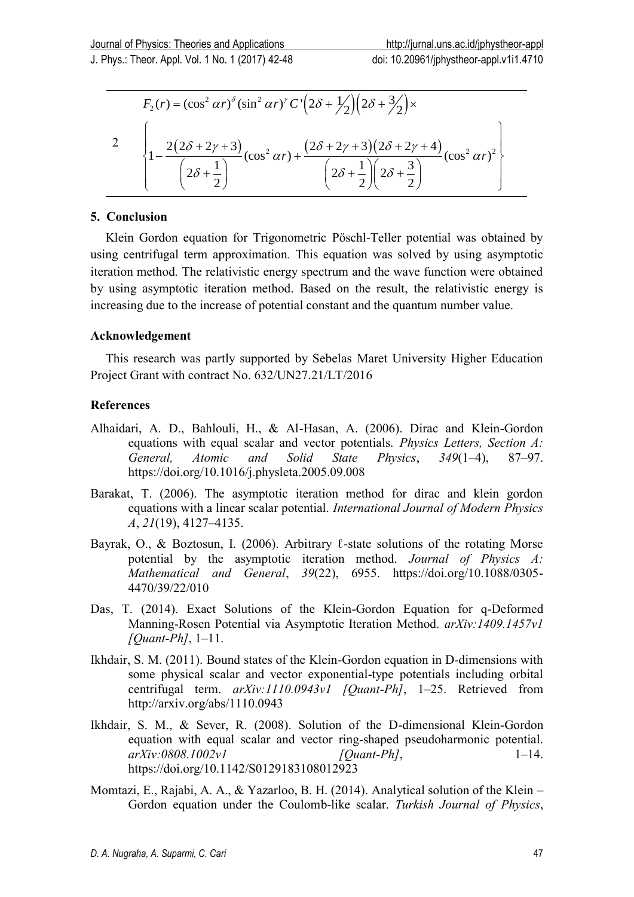| | |
|---|---|
| 2 | $F_2(r) = (\cos^2 \alpha r)^{\delta} (\sin^2 \alpha r)^{\gamma} C'\left(2\delta + \tfrac{1}{2}\right)\left(2\delta + \tfrac{3}{2}\right) \times$ $\left\{1 - \dfrac{2(2\delta + 2\gamma + 3)}{\left(2\delta + \frac{1}{2}\right)}(\cos^2 \alpha r) + \dfrac{(2\delta + 2\gamma + 3)(2\delta + 2\gamma + 4)}{\left(2\delta + \frac{1}{2}\right)\left(2\delta + \frac{3}{2}\right)}(\cos^2 \alpha r)^2\right\}$ |

## 5. Conclusion

Klein Gordon equation for Trigonometric Pöschl-Teller potential was obtained by using centrifugal term approximation. This equation was solved by using asymptotic iteration method. The relativistic energy spectrum and the wave function were obtained by using asymptotic iteration method. Based on the result, the relativistic energy is increasing due to the increase of potential constant and the quantum number value.

## Acknowledgement

This research was partly supported by Sebelas Maret University Higher Education Project Grant with contract No. 632/UN27.21/LT/2016

## References

Alhaidari, A. D., Bahlouli, H., & Al-Hasan, A. (2006). Dirac and Klein-Gordon equations with equal scalar and vector potentials. *Physics Letters, Section A: General, Atomic and Solid State Physics*, *349*(1–4), 87–97. https://doi.org/10.1016/j.physleta.2005.09.008

Barakat, T. (2006). The asymptotic iteration method for dirac and klein gordon equations with a linear scalar potential. *International Journal of Modern Physics A*, *21*(19), 4127–4135.

Bayrak, O., & Boztosun, I. (2006). Arbitrary ℓ-state solutions of the rotating Morse potential by the asymptotic iteration method. *Journal of Physics A: Mathematical and General*, *39*(22), 6955. https://doi.org/10.1088/0305-4470/39/22/010

Das, T. (2014). Exact Solutions of the Klein-Gordon Equation for q-Deformed Manning-Rosen Potential via Asymptotic Iteration Method. *arXiv:1409.1457v1 [Quant-Ph]*, 1–11.

Ikhdair, S. M. (2011). Bound states of the Klein-Gordon equation in D-dimensions with some physical scalar and vector exponential-type potentials including orbital centrifugal term. *arXiv:1110.0943v1 [Quant-Ph]*, 1–25. Retrieved from http://arxiv.org/abs/1110.0943

Ikhdair, S. M., & Sever, R. (2008). Solution of the D-dimensional Klein-Gordon equation with equal scalar and vector ring-shaped pseudoharmonic potential. *arXiv:0808.1002v1 [Quant-Ph]*, 1–14. https://doi.org/10.1142/S0129183108012923

Momtazi, E., Rajabi, A. A., & Yazarloo, B. H. (2014). Analytical solution of the Klein – Gordon equation under the Coulomb-like scalar. *Turkish Journal of Physics*,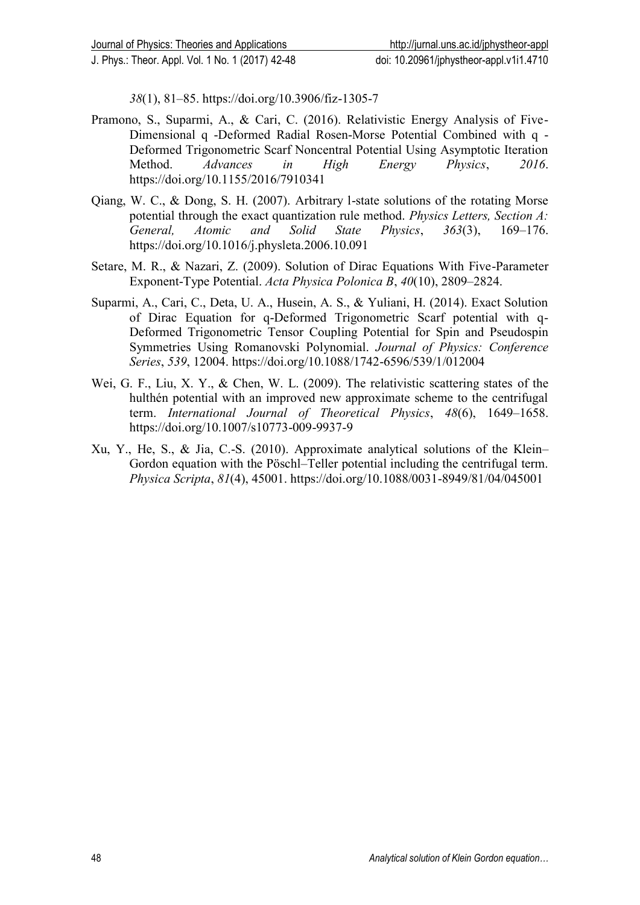*38*(1), 81–85. https://doi.org/10.3906/fiz-1305-7

Pramono, S., Suparmi, A., & Cari, C. (2016). Relativistic Energy Analysis of Five-Dimensional q -Deformed Radial Rosen-Morse Potential Combined with q -Deformed Trigonometric Scarf Noncentral Potential Using Asymptotic Iteration Method. *Advances in High Energy Physics*, *2016*. https://doi.org/10.1155/2016/7910341

Qiang, W. C., & Dong, S. H. (2007). Arbitrary l-state solutions of the rotating Morse potential through the exact quantization rule method. *Physics Letters, Section A: General, Atomic and Solid State Physics*, *363*(3), 169–176. https://doi.org/10.1016/j.physleta.2006.10.091

Setare, M. R., & Nazari, Z. (2009). Solution of Dirac Equations With Five-Parameter Exponent-Type Potential. *Acta Physica Polonica B*, *40*(10), 2809–2824.

Suparmi, A., Cari, C., Deta, U. A., Husein, A. S., & Yuliani, H. (2014). Exact Solution of Dirac Equation for q-Deformed Trigonometric Scarf potential with q-Deformed Trigonometric Tensor Coupling Potential for Spin and Pseudospin Symmetries Using Romanovski Polynomial. *Journal of Physics: Conference Series*, *539*, 12004. https://doi.org/10.1088/1742-6596/539/1/012004

Wei, G. F., Liu, X. Y., & Chen, W. L. (2009). The relativistic scattering states of the hulthén potential with an improved new approximate scheme to the centrifugal term. *International Journal of Theoretical Physics*, *48*(6), 1649–1658. https://doi.org/10.1007/s10773-009-9937-9

Xu, Y., He, S., & Jia, C.-S. (2010). Approximate analytical solutions of the Klein–Gordon equation with the Pöschl–Teller potential including the centrifugal term. *Physica Scripta*, *81*(4), 45001. https://doi.org/10.1088/0031-8949/81/04/045001